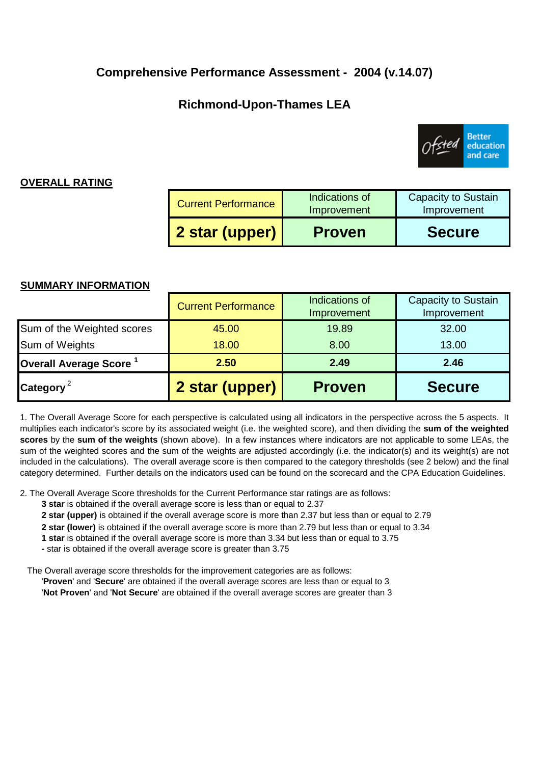# Comprehensive Performance Assessment - 2004 (v.14.07)

## Richmond-Upon-Thames LEA

**OVERALL RATING**

| Current Performance | Indications of Improvement | Capacity to Sustain Improvement |
|---|---|---|
| **2 star (upper)** | **Proven** | **Secure** |

**SUMMARY INFORMATION**

| | Current Performance | Indications of Improvement | Capacity to Sustain Improvement |
|---|---|---|---|
| Sum of the Weighted scores | 45.00 | 19.89 | 32.00 |
| Sum of Weights | 18.00 | 8.00 | 13.00 |
| **Overall Average Score** [1] | **2.50** | **2.49** | **2.46** |
| **Category** [2] | **2 star (upper)** | **Proven** | **Secure** |

1. The Overall Average Score for each perspective is calculated using all indicators in the perspective across the 5 aspects. It multiplies each indicator's score by its associated weight (i.e. the weighted score), and then dividing the **sum of the weighted scores** by the **sum of the weights** (shown above). In a few instances where indicators are not applicable to some LEAs, the sum of the weighted scores and the sum of the weights are adjusted accordingly (i.e. the indicator(s) and its weight(s) are not included in the calculations). The overall average score is then compared to the category thresholds (see 2 below) and the final category determined. Further details on the indicators used can be found on the scorecard and the CPA Education Guidelines.

2. The Overall Average Score thresholds for the Current Performance star ratings are as follows:
   - **3 star** is obtained if the overall average score is less than or equal to 2.37
   - **2 star (upper)** is obtained if the overall average score is more than 2.37 but less than or equal to 2.79
   - **2 star (lower)** is obtained if the overall average score is more than 2.79 but less than or equal to 3.34
   - **1 star** is obtained if the overall average score is more than 3.34 but less than or equal to 3.75
   - **-** star is obtained if the overall average score is greater than 3.75

The Overall average score thresholds for the improvement categories are as follows:
   - '**Proven**' and '**Secure**' are obtained if the overall average scores are less than or equal to 3
   - '**Not Proven**' and '**Not Secure**' are obtained if the overall average scores are greater than 3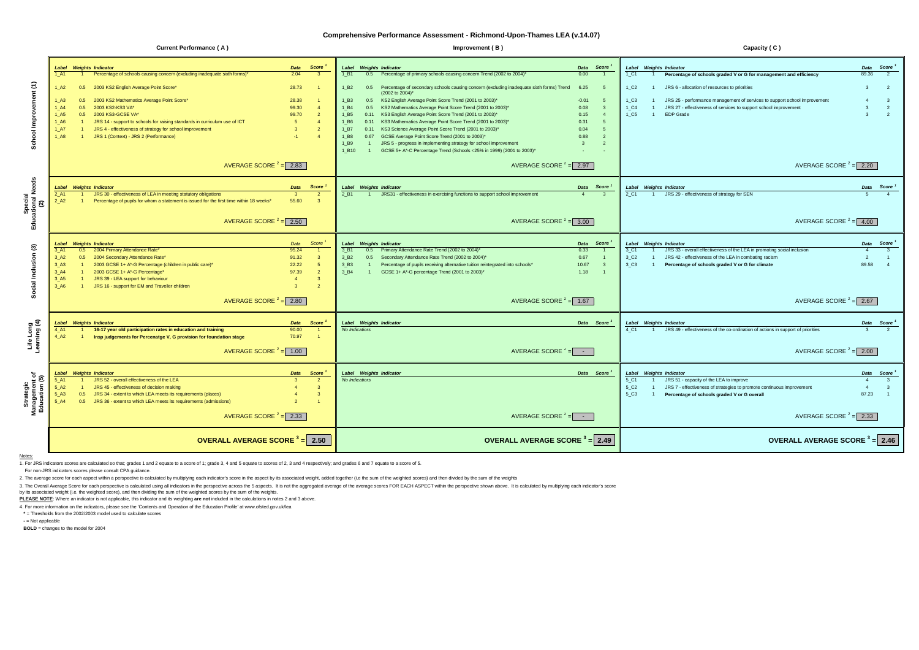# Comprehensive Performance Assessment - Richmond-Upon-Thames LEA (v.14.07)

## School Improvement (1)

### Current Performance ( A )

| Label | Weights | Indicator | Data | Score [1] |
|---|---|---|---|---|
| 1_A1 | 1 | Percentage of schools causing concern (excluding inadequate sixth forms)* | 2.04 | 3 |
| 1_A2 | 0.5 | 2003 KS2 English Average Point Score* | 28.73 | 1 |
| 1_A3 | 0.5 | 2003 KS2 Mathematics Average Point Score* | 28.38 | 1 |
| 1_A4 | 0.5 | 2003 KS2-KS3 VA* | 99.30 | 4 |
| 1_A5 | 0.5 | 2003 KS3-GCSE VA* | 99.70 | 2 |
| 1_A6 | 1 | JRS 14 - support to schools for raising standards in curriculum use of ICT | 5 | 4 |
| 1_A7 | 1 | JRS 4 - effectiveness of strategy for school improvement | 3 | 2 |
| 1_A8 | 1 | JRS 1 (Context) - JRS 2 (Performance) | -1 | 4 |

AVERAGE SCORE [2] = 2.83

### Improvement ( B )

| Label | Weights | Indicator | Data | Score [1] |
|---|---|---|---|---|
| 1_B1 | 0.5 | Percentage of primary schools causing concern Trend (2002 to 2004)* | 0.00 | 1 |
| 1_B2 | 0.5 | Percentage of secondary schools causing concern (excluding inadequate sixth forms) Trend (2002 to 2004)* | 6.25 | 5 |
| 1_B3 | 0.5 | KS2 English Average Point Score Trend (2001 to 2003)* | -0.01 | 5 |
| 1_B4 | 0.5 | KS2 Mathematics Average Point Score Trend (2001 to 2003)* | 0.08 | 3 |
| 1_B5 | 0.11 | KS3 English Average Point Score Trend (2001 to 2003)* | 0.15 | 4 |
| 1_B6 | 0.11 | KS3 Mathematics Average Point Score Trend (2001 to 2003)* | 0.31 | 5 |
| 1_B7 | 0.11 | KS3 Science Average Point Score Trend (2001 to 2003)* | 0.04 | 5 |
| 1_B8 | 0.67 | GCSE Average Point Score Trend (2001 to 2003)* | 0.88 | 2 |
| 1_B9 | 1 | JRS 5 - progress in implementing strategy for school improvement | 3 | 2 |
| 1_B10 | 1 | GCSE 5+ A*-C Percentage Trend (Schools <25% in 1999) (2001 to 2003)* | - | - |

AVERAGE SCORE [2] = 2.97

### Capacity ( C )

| Label | Weights | Indicator | Data | Score [1] |
|---|---|---|---|---|
| 1_C1 | 1 | **Percentage of schools graded V or G for management and efficiency** | 89.36 | 2 |
| 1_C2 | 1 | JRS 6 - allocation of resources to priorities | 3 | 2 |
| 1_C3 | 1 | JRS 25 - performance management of services to support school improvement | 4 | 3 |
| 1_C4 | 1 | JRS 27 - effectiveness of services to support school improvement | 3 | 2 |
| 1_C5 | 1 | EDP Grade | 3 | 2 |

AVERAGE SCORE [2] = 2.20

## Special Educational Needs (2)

### Current Performance ( A )

| Label | Weights | Indicator | Data | Score [1] |
|---|---|---|---|---|
| 2_A1 | 1 | JRS 30 - effectiveness of LEA in meeting statutory obligations | 3 | 2 |
| 2_A2 | 1 | Percentage of pupils for whom a statement is issued for the first time within 18 weeks* | 55.60 | 3 |

AVERAGE SCORE [2] = 2.50

### Improvement ( B )

| Label | Weights | Indicator | Data | Score [1] |
|---|---|---|---|---|
| 2_B1 | 1 | JRS31 - effectiveness in exercising functions to support school improvement | 4 | 3 |

AVERAGE SCORE [2] = 3.00

### Capacity ( C )

| Label | Weights | Indicator | Data | Score [1] |
|---|---|---|---|---|
| 2_C1 | 1 | JRS 29 - effectiveness of strategy for SEN | 5 | 4 |

AVERAGE SCORE [2] = 4.00

## Social Inclusion (3)

### Current Performance ( A )

| Label | Weights | Indicator | Data | Score [1] |
|---|---|---|---|---|
| 3_A1 | 0.5 | 2004 Primary Attendance Rate* | 95.24 | 1 |
| 3_A2 | 0.5 | 2004 Secondary Attendance Rate* | 91.32 | 3 |
| 3_A3 | 1 | 2003 GCSE 1+ A*-G Percentage (children in public care)* | 22.22 | 5 |
| 3_A4 | 1 | 2003 GCSE 1+ A*-G Percentage* | 97.39 | 2 |
| 3_A5 | 1 | JRS 39 - LEA support for behaviour | 4 | 3 |
| 3_A6 | 1 | JRS 16 - support for EM and Traveller children | 3 | 2 |

AVERAGE SCORE [2] = 2.80

### Improvement ( B )

| Label | Weights | Indicator | Data | Score [1] |
|---|---|---|---|---|
| 3_B1 | 0.5 | Primary Attendance Rate Trend (2002 to 2004)* | 0.33 | 1 |
| 3_B2 | 0.5 | Secondary Attendance Rate Trend (2002 to 2004)* | 0.67 | 1 |
| 3_B3 | 1 | Percentage of pupils receiving alternative tuition reintegrated into schools* | 10.67 | 3 |
| 3_B4 | 1 | GCSE 1+ A*-G percentage Trend (2001 to 2003)* | 1.18 | 1 |

AVERAGE SCORE [2] = 1.67

### Capacity ( C )

| Label | Weights | Indicator | Data | Score [1] |
|---|---|---|---|---|
| 3_C1 | 1 | JRS 33 - overall effectiveness of the LEA in promoting social inclusion | 4 | 3 |
| 3_C2 | 1 | JRS 42 - effectiveness of the LEA in combating racism | 2 | 1 |
| 3_C3 | 1 | **Percentage of schools graded V or G for climate** | 89.58 | 4 |

AVERAGE SCORE [2] = 2.67

## Life Long Learning (4)

### Current Performance ( A )

| Label | Weights | Indicator | Data | Score [1] |
|---|---|---|---|---|
| 4_A1 | 1 | **16-17 year old participation rates in education and training** | 90.00 | 1 |
| 4_A2 | 1 | **Insp judgements for Percenatge V, G provision for foundation stage** | 70.97 | 1 |

AVERAGE SCORE [2] = 1.00

### Improvement ( B )

| Label | Weights | Indicator | Data | Score [1] |
|---|---|---|---|---|
| No Indicators | | | | |

AVERAGE SCORE [2] = -

### Capacity ( C )

| Label | Weights | Indicator | Data | Score [1] |
|---|---|---|---|---|
| 4_C1 | 1 | JRS 49 - effectiveness of the co-ordination of actions in support of priorities | 3 | 2 |

AVERAGE SCORE [2] = 2.00

## Strategic Management of Education (5)

### Current Performance ( A )

| Label | Weights | Indicator | Data | Score [1] |
|---|---|---|---|---|
| 5_A1 | 1 | JRS 52 - overall effectiveness of the LEA | 3 | 2 |
| 5_A2 | 1 | JRS 45 - effectiveness of decision making | 4 | 3 |
| 5_A3 | 0.5 | JRS 34 - extent to which LEA meets its requirements (places) | 4 | 3 |
| 5_A4 | 0.5 | JRS 36 - extent to which LEA meets its requirements (admissions) | 2 | 1 |

AVERAGE SCORE [2] = 2.33

### Improvement ( B )

| Label | Weights | Indicator | Data | Score [1] |
|---|---|---|---|---|
| No Indicators | | | | |

AVERAGE SCORE [2] = -

### Capacity ( C )

| Label | Weights | Indicator | Data | Score [1] |
|---|---|---|---|---|
| 5_C1 | 1 | JRS 51 - capacity of the LEA to improve | 4 | 3 |
| 5_C2 | 1 | JRS 7 - effectiveness of strategies to promote continuous improvement | 4 | 3 |
| 5_C3 | 1 | **Percentage of schools graded V or G overall** | 87.23 | 1 |

AVERAGE SCORE [2] = 2.33

## Overall

| | Current Performance ( A ) | Improvement ( B ) | Capacity ( C ) |
|---|---|---|---|
| OVERALL AVERAGE SCORE [3] | 2.50 | 2.49 | 2.46 |

Notes:

1. For JRS indicators scores are calculated so that; grades 1 and 2 equate to a score of 1; grade 3, 4 and 5 equate to scores of 2, 3 and 4 respectively; and grades 6 and 7 equate to a score of 5.
   For non-JRS indicators scores please consult CPA guidance.

2. The average score for each aspect within a perspective is calculated by multiplying each indicator's score in the aspect by its associated weight, added together (i.e the sum of the weighted scores) and then divided by the sum of the weights

3. The Overall Average Score for each perspective is calculated using all indicators in the perspective across the 5 aspects. It is not the aggregated average of the average scores FOR EACH ASPECT within the perspective shown above. It is calculated by multiplying each indicator's score by its associated weight (i.e. the weighted score), and then dividing the sum of the weighted scores by the sum of the weights.

**PLEASE NOTE**: Where an indicator is not applicable, this indicator and its weighting **are not** included in the calculations in notes 2 and 3 above.

4. For more information on the indicators, please see the 'Contents and Operation of the Education Profile' at www.ofsted.gov.uk/lea

\* = Thresholds from the 2002/2003 model used to calculate scores

\- = Not applicable

**BOLD** = changes to the model for 2004